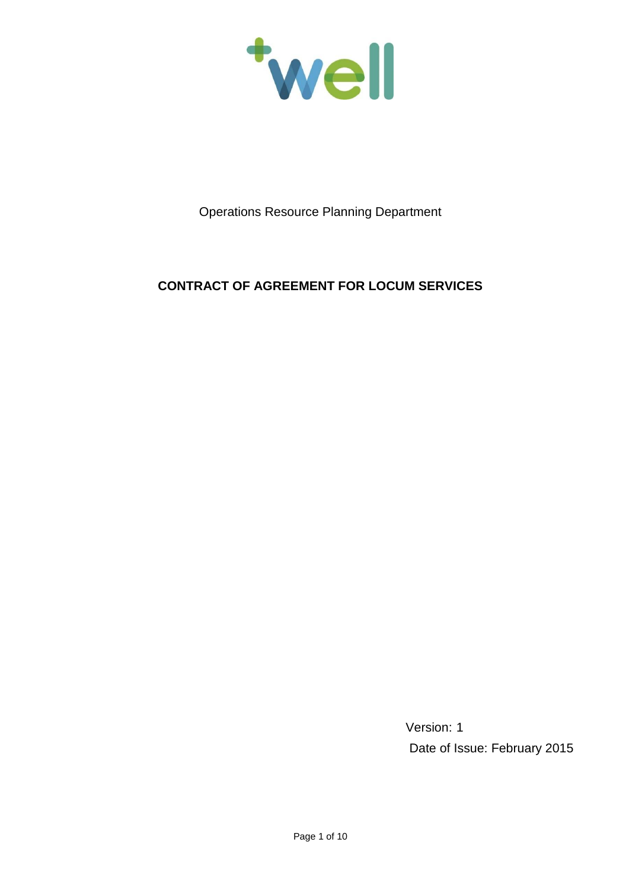Operations Resource Planning Department

# CONTRACT OF AGREEMENT FOR LOCUM SERVICES

Version: 1

Date of Issue: February 2015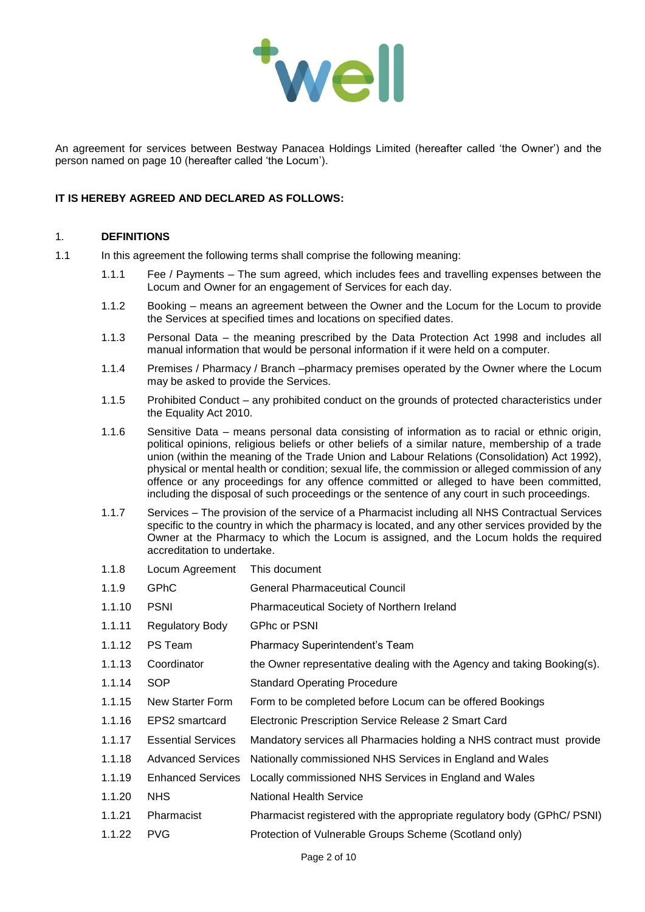An agreement for services between Bestway Panacea Holdings Limited (hereafter called 'the Owner') and the person named on page 10 (hereafter called 'the Locum').

**IT IS HEREBY AGREED AND DECLARED AS FOLLOWS:**

## 1. DEFINITIONS

1.1 In this agreement the following terms shall comprise the following meaning:

1.1.1 Fee / Payments – The sum agreed, which includes fees and travelling expenses between the Locum and Owner for an engagement of Services for each day.

1.1.2 Booking – means an agreement between the Owner and the Locum for the Locum to provide the Services at specified times and locations on specified dates.

1.1.3 Personal Data – the meaning prescribed by the Data Protection Act 1998 and includes all manual information that would be personal information if it were held on a computer.

1.1.4 Premises / Pharmacy / Branch –pharmacy premises operated by the Owner where the Locum may be asked to provide the Services.

1.1.5 Prohibited Conduct – any prohibited conduct on the grounds of protected characteristics under the Equality Act 2010.

1.1.6 Sensitive Data – means personal data consisting of information as to racial or ethnic origin, political opinions, religious beliefs or other beliefs of a similar nature, membership of a trade union (within the meaning of the Trade Union and Labour Relations (Consolidation) Act 1992), physical or mental health or condition; sexual life, the commission or alleged commission of any offence or any proceedings for any offence committed or alleged to have been committed, including the disposal of such proceedings or the sentence of any court in such proceedings.

1.1.7 Services – The provision of the service of a Pharmacist including all NHS Contractual Services specific to the country in which the pharmacy is located, and any other services provided by the Owner at the Pharmacy to which the Locum is assigned, and the Locum holds the required accreditation to undertake.

| | | |
|---|---|---|
| 1.1.8 | Locum Agreement | This document |
| 1.1.9 | GPhC | General Pharmaceutical Council |
| 1.1.10 | PSNI | Pharmaceutical Society of Northern Ireland |
| 1.1.11 | Regulatory Body | GPhc or PSNI |
| 1.1.12 | PS Team | Pharmacy Superintendent's Team |
| 1.1.13 | Coordinator | the Owner representative dealing with the Agency and taking Booking(s). |
| 1.1.14 | SOP | Standard Operating Procedure |
| 1.1.15 | New Starter Form | Form to be completed before Locum can be offered Bookings |
| 1.1.16 | EPS2 smartcard | Electronic Prescription Service Release 2 Smart Card |
| 1.1.17 | Essential Services | Mandatory services all Pharmacies holding a NHS contract must provide |
| 1.1.18 | Advanced Services | Nationally commissioned NHS Services in England and Wales |
| 1.1.19 | Enhanced Services | Locally commissioned NHS Services in England and Wales |
| 1.1.20 | NHS | National Health Service |
| 1.1.21 | Pharmacist | Pharmacist registered with the appropriate regulatory body (GPhC/ PSNI) |
| 1.1.22 | PVG | Protection of Vulnerable Groups Scheme (Scotland only) |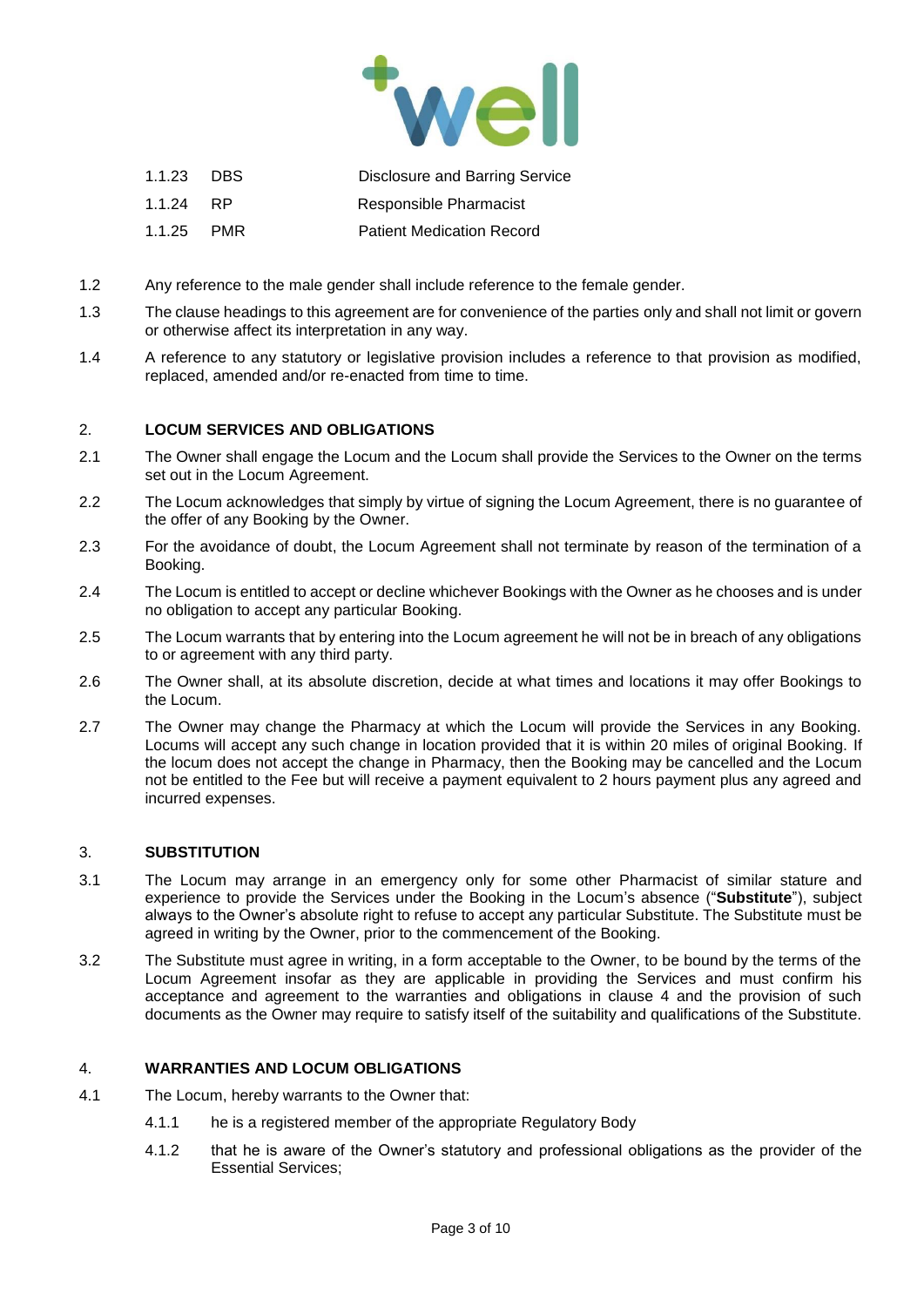| | | |
|---|---|---|
| 1.1.23 | DBS | Disclosure and Barring Service |
| 1.1.24 | RP | Responsible Pharmacist |
| 1.1.25 | PMR | Patient Medication Record |

1.2 Any reference to the male gender shall include reference to the female gender.

1.3 The clause headings to this agreement are for convenience of the parties only and shall not limit or govern or otherwise affect its interpretation in any way.

1.4 A reference to any statutory or legislative provision includes a reference to that provision as modified, replaced, amended and/or re-enacted from time to time.

## 2. LOCUM SERVICES AND OBLIGATIONS

2.1 The Owner shall engage the Locum and the Locum shall provide the Services to the Owner on the terms set out in the Locum Agreement.

2.2 The Locum acknowledges that simply by virtue of signing the Locum Agreement, there is no guarantee of the offer of any Booking by the Owner.

2.3 For the avoidance of doubt, the Locum Agreement shall not terminate by reason of the termination of a Booking.

2.4 The Locum is entitled to accept or decline whichever Bookings with the Owner as he chooses and is under no obligation to accept any particular Booking.

2.5 The Locum warrants that by entering into the Locum agreement he will not be in breach of any obligations to or agreement with any third party.

2.6 The Owner shall, at its absolute discretion, decide at what times and locations it may offer Bookings to the Locum.

2.7 The Owner may change the Pharmacy at which the Locum will provide the Services in any Booking. Locums will accept any such change in location provided that it is within 20 miles of original Booking. If the locum does not accept the change in Pharmacy, then the Booking may be cancelled and the Locum not be entitled to the Fee but will receive a payment equivalent to 2 hours payment plus any agreed and incurred expenses.

## 3. SUBSTITUTION

3.1 The Locum may arrange in an emergency only for some other Pharmacist of similar stature and experience to provide the Services under the Booking in the Locum's absence ("**Substitute**"), subject always to the Owner's absolute right to refuse to accept any particular Substitute. The Substitute must be agreed in writing by the Owner, prior to the commencement of the Booking.

3.2 The Substitute must agree in writing, in a form acceptable to the Owner, to be bound by the terms of the Locum Agreement insofar as they are applicable in providing the Services and must confirm his acceptance and agreement to the warranties and obligations in clause 4 and the provision of such documents as the Owner may require to satisfy itself of the suitability and qualifications of the Substitute.

## 4. WARRANTIES AND LOCUM OBLIGATIONS

4.1 The Locum, hereby warrants to the Owner that:

4.1.1 he is a registered member of the appropriate Regulatory Body

4.1.2 that he is aware of the Owner's statutory and professional obligations as the provider of the Essential Services;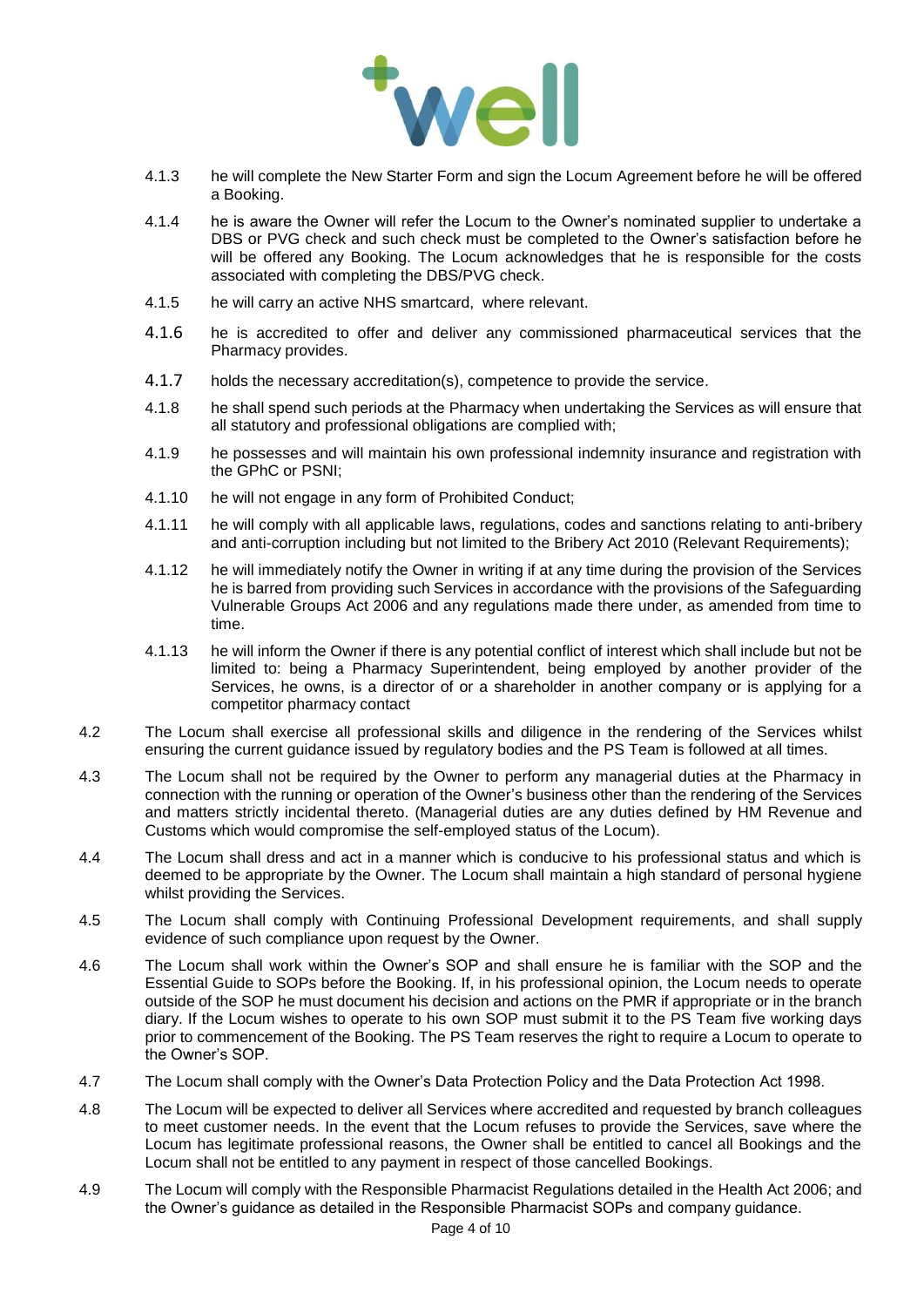4.1.3 he will complete the New Starter Form and sign the Locum Agreement before he will be offered a Booking.

4.1.4 he is aware the Owner will refer the Locum to the Owner's nominated supplier to undertake a DBS or PVG check and such check must be completed to the Owner's satisfaction before he will be offered any Booking. The Locum acknowledges that he is responsible for the costs associated with completing the DBS/PVG check.

4.1.5 he will carry an active NHS smartcard, where relevant.

4.1.6 he is accredited to offer and deliver any commissioned pharmaceutical services that the Pharmacy provides.

4.1.7 holds the necessary accreditation(s), competence to provide the service.

4.1.8 he shall spend such periods at the Pharmacy when undertaking the Services as will ensure that all statutory and professional obligations are complied with;

4.1.9 he possesses and will maintain his own professional indemnity insurance and registration with the GPhC or PSNI;

4.1.10 he will not engage in any form of Prohibited Conduct;

4.1.11 he will comply with all applicable laws, regulations, codes and sanctions relating to anti-bribery and anti-corruption including but not limited to the Bribery Act 2010 (Relevant Requirements);

4.1.12 he will immediately notify the Owner in writing if at any time during the provision of the Services he is barred from providing such Services in accordance with the provisions of the Safeguarding Vulnerable Groups Act 2006 and any regulations made there under, as amended from time to time.

4.1.13 he will inform the Owner if there is any potential conflict of interest which shall include but not be limited to: being a Pharmacy Superintendent, being employed by another provider of the Services, he owns, is a director of or a shareholder in another company or is applying for a competitor pharmacy contact

4.2 The Locum shall exercise all professional skills and diligence in the rendering of the Services whilst ensuring the current guidance issued by regulatory bodies and the PS Team is followed at all times.

4.3 The Locum shall not be required by the Owner to perform any managerial duties at the Pharmacy in connection with the running or operation of the Owner's business other than the rendering of the Services and matters strictly incidental thereto. (Managerial duties are any duties defined by HM Revenue and Customs which would compromise the self-employed status of the Locum).

4.4 The Locum shall dress and act in a manner which is conducive to his professional status and which is deemed to be appropriate by the Owner. The Locum shall maintain a high standard of personal hygiene whilst providing the Services.

4.5 The Locum shall comply with Continuing Professional Development requirements, and shall supply evidence of such compliance upon request by the Owner.

4.6 The Locum shall work within the Owner's SOP and shall ensure he is familiar with the SOP and the Essential Guide to SOPs before the Booking. If, in his professional opinion, the Locum needs to operate outside of the SOP he must document his decision and actions on the PMR if appropriate or in the branch diary. If the Locum wishes to operate to his own SOP must submit it to the PS Team five working days prior to commencement of the Booking. The PS Team reserves the right to require a Locum to operate to the Owner's SOP.

4.7 The Locum shall comply with the Owner's Data Protection Policy and the Data Protection Act 1998.

4.8 The Locum will be expected to deliver all Services where accredited and requested by branch colleagues to meet customer needs. In the event that the Locum refuses to provide the Services, save where the Locum has legitimate professional reasons, the Owner shall be entitled to cancel all Bookings and the Locum shall not be entitled to any payment in respect of those cancelled Bookings.

4.9 The Locum will comply with the Responsible Pharmacist Regulations detailed in the Health Act 2006; and the Owner's guidance as detailed in the Responsible Pharmacist SOPs and company guidance.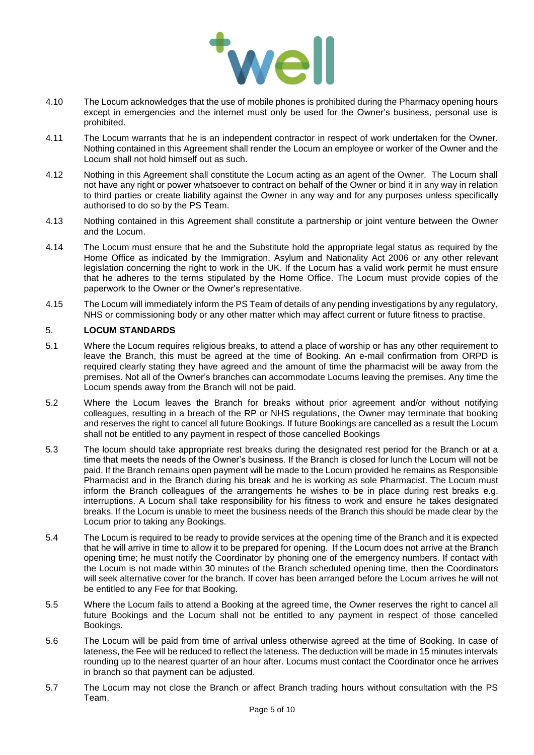4.10 The Locum acknowledges that the use of mobile phones is prohibited during the Pharmacy opening hours except in emergencies and the internet must only be used for the Owner's business, personal use is prohibited.

4.11 The Locum warrants that he is an independent contractor in respect of work undertaken for the Owner. Nothing contained in this Agreement shall render the Locum an employee or worker of the Owner and the Locum shall not hold himself out as such.

4.12 Nothing in this Agreement shall constitute the Locum acting as an agent of the Owner. The Locum shall not have any right or power whatsoever to contract on behalf of the Owner or bind it in any way in relation to third parties or create liability against the Owner in any way and for any purposes unless specifically authorised to do so by the PS Team.

4.13 Nothing contained in this Agreement shall constitute a partnership or joint venture between the Owner and the Locum.

4.14 The Locum must ensure that he and the Substitute hold the appropriate legal status as required by the Home Office as indicated by the Immigration, Asylum and Nationality Act 2006 or any other relevant legislation concerning the right to work in the UK. If the Locum has a valid work permit he must ensure that he adheres to the terms stipulated by the Home Office. The Locum must provide copies of the paperwork to the Owner or the Owner's representative.

4.15 The Locum will immediately inform the PS Team of details of any pending investigations by any regulatory, NHS or commissioning body or any other matter which may affect current or future fitness to practise.

## 5. LOCUM STANDARDS

5.1 Where the Locum requires religious breaks, to attend a place of worship or has any other requirement to leave the Branch, this must be agreed at the time of Booking. An e-mail confirmation from ORPD is required clearly stating they have agreed and the amount of time the pharmacist will be away from the premises. Not all of the Owner's branches can accommodate Locums leaving the premises. Any time the Locum spends away from the Branch will not be paid.

5.2 Where the Locum leaves the Branch for breaks without prior agreement and/or without notifying colleagues, resulting in a breach of the RP or NHS regulations, the Owner may terminate that booking and reserves the right to cancel all future Bookings. If future Bookings are cancelled as a result the Locum shall not be entitled to any payment in respect of those cancelled Bookings

5.3 The locum should take appropriate rest breaks during the designated rest period for the Branch or at a time that meets the needs of the Owner's business. If the Branch is closed for lunch the Locum will not be paid. If the Branch remains open payment will be made to the Locum provided he remains as Responsible Pharmacist and in the Branch during his break and he is working as sole Pharmacist. The Locum must inform the Branch colleagues of the arrangements he wishes to be in place during rest breaks e.g. interruptions. A Locum shall take responsibility for his fitness to work and ensure he takes designated breaks. If the Locum is unable to meet the business needs of the Branch this should be made clear by the Locum prior to taking any Bookings.

5.4 The Locum is required to be ready to provide services at the opening time of the Branch and it is expected that he will arrive in time to allow it to be prepared for opening. If the Locum does not arrive at the Branch opening time; he must notify the Coordinator by phoning one of the emergency numbers. If contact with the Locum is not made within 30 minutes of the Branch scheduled opening time, then the Coordinators will seek alternative cover for the branch. If cover has been arranged before the Locum arrives he will not be entitled to any Fee for that Booking.

5.5 Where the Locum fails to attend a Booking at the agreed time, the Owner reserves the right to cancel all future Bookings and the Locum shall not be entitled to any payment in respect of those cancelled Bookings.

5.6 The Locum will be paid from time of arrival unless otherwise agreed at the time of Booking. In case of lateness, the Fee will be reduced to reflect the lateness. The deduction will be made in 15 minutes intervals rounding up to the nearest quarter of an hour after. Locums must contact the Coordinator once he arrives in branch so that payment can be adjusted.

5.7 The Locum may not close the Branch or affect Branch trading hours without consultation with the PS Team.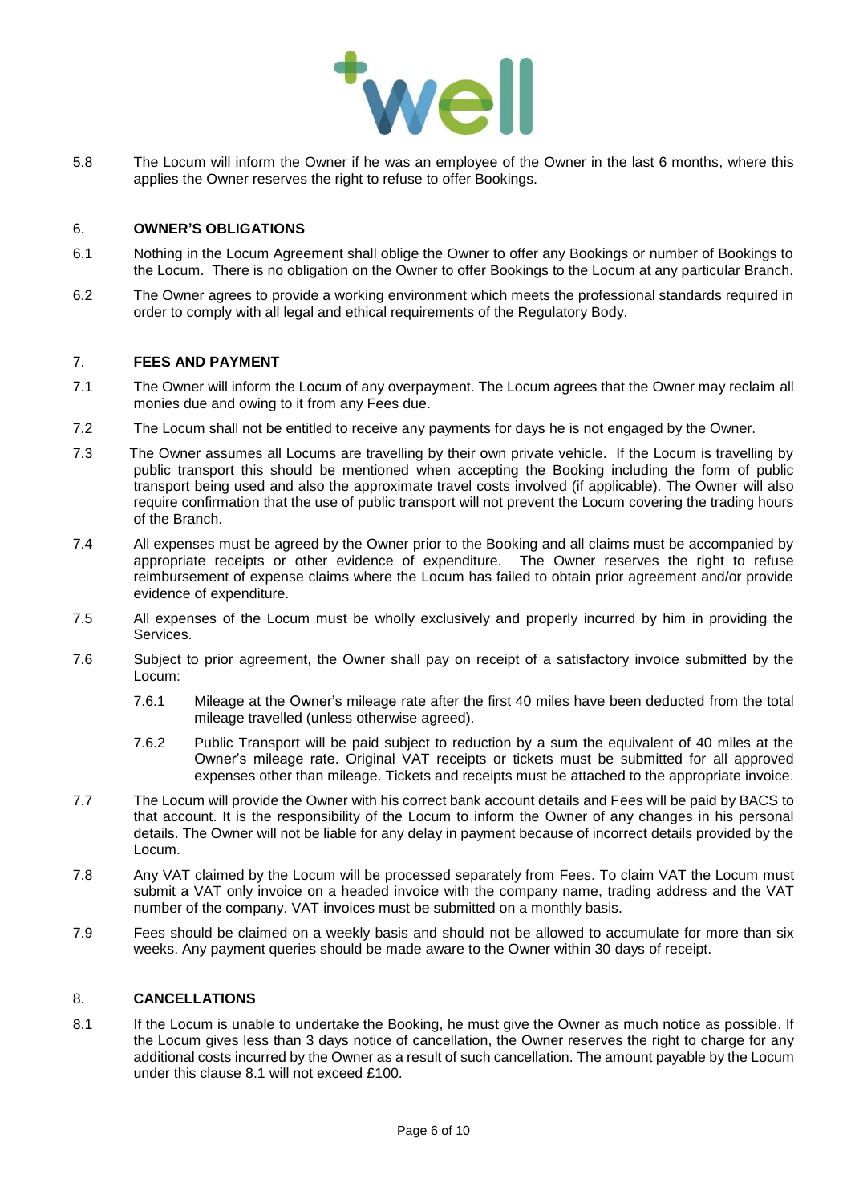5.8 The Locum will inform the Owner if he was an employee of the Owner in the last 6 months, where this applies the Owner reserves the right to refuse to offer Bookings.

## 6. OWNER'S OBLIGATIONS

6.1 Nothing in the Locum Agreement shall oblige the Owner to offer any Bookings or number of Bookings to the Locum. There is no obligation on the Owner to offer Bookings to the Locum at any particular Branch.

6.2 The Owner agrees to provide a working environment which meets the professional standards required in order to comply with all legal and ethical requirements of the Regulatory Body.

## 7. FEES AND PAYMENT

7.1 The Owner will inform the Locum of any overpayment. The Locum agrees that the Owner may reclaim all monies due and owing to it from any Fees due.

7.2 The Locum shall not be entitled to receive any payments for days he is not engaged by the Owner.

7.3 The Owner assumes all Locums are travelling by their own private vehicle. If the Locum is travelling by public transport this should be mentioned when accepting the Booking including the form of public transport being used and also the approximate travel costs involved (if applicable). The Owner will also require confirmation that the use of public transport will not prevent the Locum covering the trading hours of the Branch.

7.4 All expenses must be agreed by the Owner prior to the Booking and all claims must be accompanied by appropriate receipts or other evidence of expenditure. The Owner reserves the right to refuse reimbursement of expense claims where the Locum has failed to obtain prior agreement and/or provide evidence of expenditure.

7.5 All expenses of the Locum must be wholly exclusively and properly incurred by him in providing the Services.

7.6 Subject to prior agreement, the Owner shall pay on receipt of a satisfactory invoice submitted by the Locum:

7.6.1 Mileage at the Owner's mileage rate after the first 40 miles have been deducted from the total mileage travelled (unless otherwise agreed).

7.6.2 Public Transport will be paid subject to reduction by a sum the equivalent of 40 miles at the Owner's mileage rate. Original VAT receipts or tickets must be submitted for all approved expenses other than mileage. Tickets and receipts must be attached to the appropriate invoice.

7.7 The Locum will provide the Owner with his correct bank account details and Fees will be paid by BACS to that account. It is the responsibility of the Locum to inform the Owner of any changes in his personal details. The Owner will not be liable for any delay in payment because of incorrect details provided by the Locum.

7.8 Any VAT claimed by the Locum will be processed separately from Fees. To claim VAT the Locum must submit a VAT only invoice on a headed invoice with the company name, trading address and the VAT number of the company. VAT invoices must be submitted on a monthly basis.

7.9 Fees should be claimed on a weekly basis and should not be allowed to accumulate for more than six weeks. Any payment queries should be made aware to the Owner within 30 days of receipt.

## 8. CANCELLATIONS

8.1 If the Locum is unable to undertake the Booking, he must give the Owner as much notice as possible. If the Locum gives less than 3 days notice of cancellation, the Owner reserves the right to charge for any additional costs incurred by the Owner as a result of such cancellation. The amount payable by the Locum under this clause 8.1 will not exceed £100.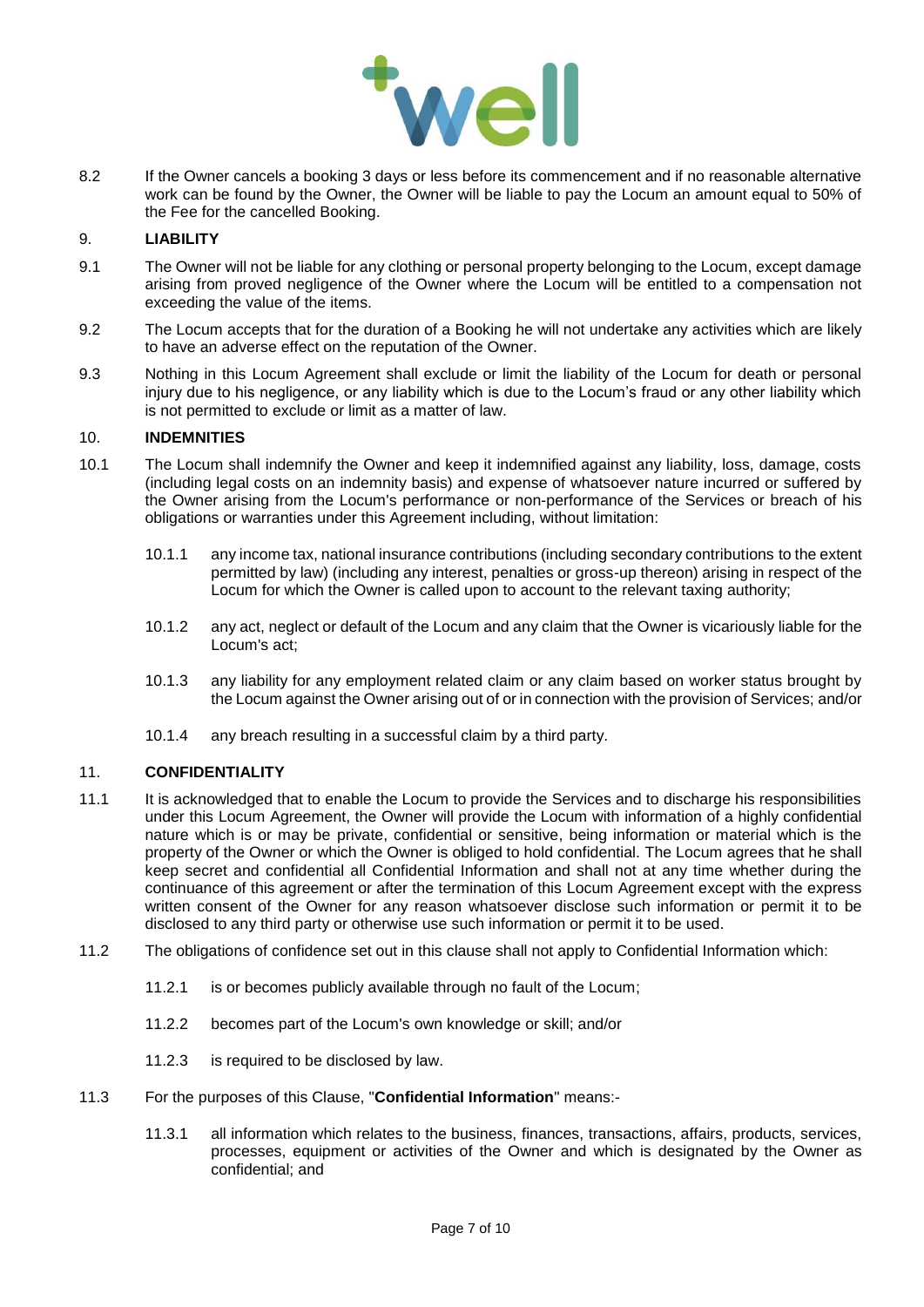8.2 If the Owner cancels a booking 3 days or less before its commencement and if no reasonable alternative work can be found by the Owner, the Owner will be liable to pay the Locum an amount equal to 50% of the Fee for the cancelled Booking.

## 9. LIABILITY

9.1 The Owner will not be liable for any clothing or personal property belonging to the Locum, except damage arising from proved negligence of the Owner where the Locum will be entitled to a compensation not exceeding the value of the items.

9.2 The Locum accepts that for the duration of a Booking he will not undertake any activities which are likely to have an adverse effect on the reputation of the Owner.

9.3 Nothing in this Locum Agreement shall exclude or limit the liability of the Locum for death or personal injury due to his negligence, or any liability which is due to the Locum's fraud or any other liability which is not permitted to exclude or limit as a matter of law.

## 10. INDEMNITIES

10.1 The Locum shall indemnify the Owner and keep it indemnified against any liability, loss, damage, costs (including legal costs on an indemnity basis) and expense of whatsoever nature incurred or suffered by the Owner arising from the Locum's performance or non-performance of the Services or breach of his obligations or warranties under this Agreement including, without limitation:

- 10.1.1 any income tax, national insurance contributions (including secondary contributions to the extent permitted by law) (including any interest, penalties or gross-up thereon) arising in respect of the Locum for which the Owner is called upon to account to the relevant taxing authority;
- 10.1.2 any act, neglect or default of the Locum and any claim that the Owner is vicariously liable for the Locum's act;
- 10.1.3 any liability for any employment related claim or any claim based on worker status brought by the Locum against the Owner arising out of or in connection with the provision of Services; and/or
- 10.1.4 any breach resulting in a successful claim by a third party.

## 11. CONFIDENTIALITY

11.1 It is acknowledged that to enable the Locum to provide the Services and to discharge his responsibilities under this Locum Agreement, the Owner will provide the Locum with information of a highly confidential nature which is or may be private, confidential or sensitive, being information or material which is the property of the Owner or which the Owner is obliged to hold confidential. The Locum agrees that he shall keep secret and confidential all Confidential Information and shall not at any time whether during the continuance of this agreement or after the termination of this Locum Agreement except with the express written consent of the Owner for any reason whatsoever disclose such information or permit it to be disclosed to any third party or otherwise use such information or permit it to be used.

11.2 The obligations of confidence set out in this clause shall not apply to Confidential Information which:

- 11.2.1 is or becomes publicly available through no fault of the Locum;
- 11.2.2 becomes part of the Locum's own knowledge or skill; and/or
- 11.2.3 is required to be disclosed by law.

11.3 For the purposes of this Clause, "**Confidential Information**" means:-

- 11.3.1 all information which relates to the business, finances, transactions, affairs, products, services, processes, equipment or activities of the Owner and which is designated by the Owner as confidential; and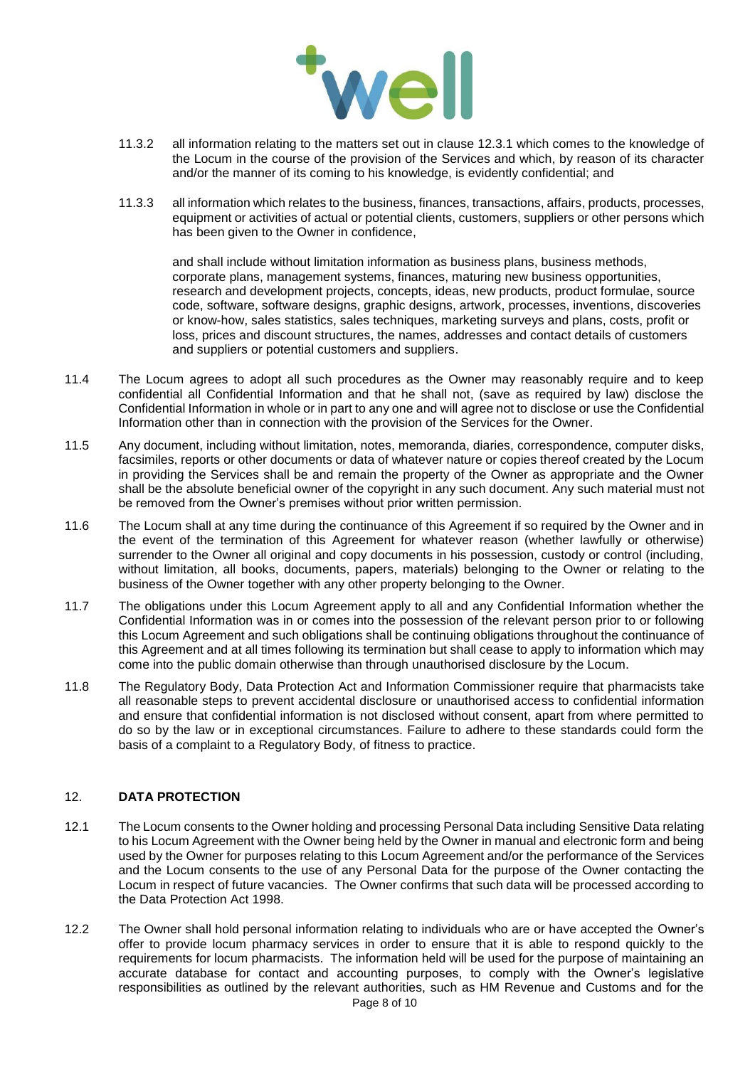11.3.2 all information relating to the matters set out in clause 12.3.1 which comes to the knowledge of the Locum in the course of the provision of the Services and which, by reason of its character and/or the manner of its coming to his knowledge, is evidently confidential; and

11.3.3 all information which relates to the business, finances, transactions, affairs, products, processes, equipment or activities of actual or potential clients, customers, suppliers or other persons which has been given to the Owner in confidence,

and shall include without limitation information as business plans, business methods, corporate plans, management systems, finances, maturing new business opportunities, research and development projects, concepts, ideas, new products, product formulae, source code, software, software designs, graphic designs, artwork, processes, inventions, discoveries or know-how, sales statistics, sales techniques, marketing surveys and plans, costs, profit or loss, prices and discount structures, the names, addresses and contact details of customers and suppliers or potential customers and suppliers.

11.4 The Locum agrees to adopt all such procedures as the Owner may reasonably require and to keep confidential all Confidential Information and that he shall not, (save as required by law) disclose the Confidential Information in whole or in part to any one and will agree not to disclose or use the Confidential Information other than in connection with the provision of the Services for the Owner.

11.5 Any document, including without limitation, notes, memoranda, diaries, correspondence, computer disks, facsimiles, reports or other documents or data of whatever nature or copies thereof created by the Locum in providing the Services shall be and remain the property of the Owner as appropriate and the Owner shall be the absolute beneficial owner of the copyright in any such document. Any such material must not be removed from the Owner's premises without prior written permission.

11.6 The Locum shall at any time during the continuance of this Agreement if so required by the Owner and in the event of the termination of this Agreement for whatever reason (whether lawfully or otherwise) surrender to the Owner all original and copy documents in his possession, custody or control (including, without limitation, all books, documents, papers, materials) belonging to the Owner or relating to the business of the Owner together with any other property belonging to the Owner.

11.7 The obligations under this Locum Agreement apply to all and any Confidential Information whether the Confidential Information was in or comes into the possession of the relevant person prior to or following this Locum Agreement and such obligations shall be continuing obligations throughout the continuance of this Agreement and at all times following its termination but shall cease to apply to information which may come into the public domain otherwise than through unauthorised disclosure by the Locum.

11.8 The Regulatory Body, Data Protection Act and Information Commissioner require that pharmacists take all reasonable steps to prevent accidental disclosure or unauthorised access to confidential information and ensure that confidential information is not disclosed without consent, apart from where permitted to do so by the law or in exceptional circumstances. Failure to adhere to these standards could form the basis of a complaint to a Regulatory Body, of fitness to practice.

## 12. DATA PROTECTION

12.1 The Locum consents to the Owner holding and processing Personal Data including Sensitive Data relating to his Locum Agreement with the Owner being held by the Owner in manual and electronic form and being used by the Owner for purposes relating to this Locum Agreement and/or the performance of the Services and the Locum consents to the use of any Personal Data for the purpose of the Owner contacting the Locum in respect of future vacancies. The Owner confirms that such data will be processed according to the Data Protection Act 1998.

12.2 The Owner shall hold personal information relating to individuals who are or have accepted the Owner's offer to provide locum pharmacy services in order to ensure that it is able to respond quickly to the requirements for locum pharmacists. The information held will be used for the purpose of maintaining an accurate database for contact and accounting purposes, to comply with the Owner's legislative responsibilities as outlined by the relevant authorities, such as HM Revenue and Customs and for the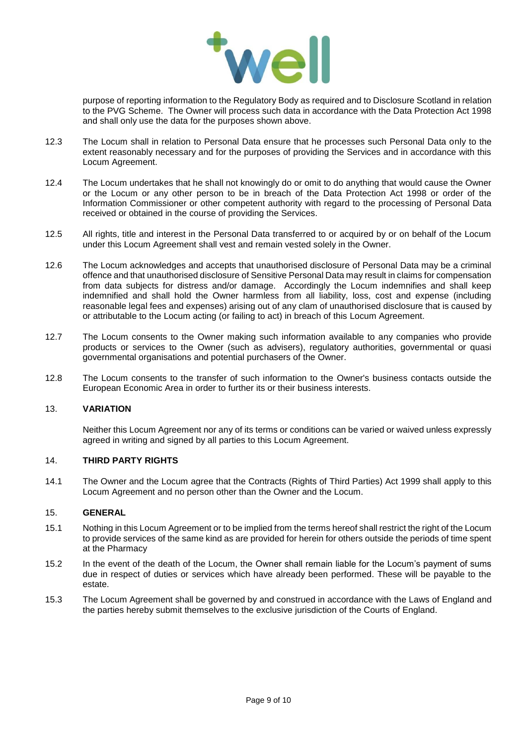purpose of reporting information to the Regulatory Body as required and to Disclosure Scotland in relation to the PVG Scheme. The Owner will process such data in accordance with the Data Protection Act 1998 and shall only use the data for the purposes shown above.

12.3 The Locum shall in relation to Personal Data ensure that he processes such Personal Data only to the extent reasonably necessary and for the purposes of providing the Services and in accordance with this Locum Agreement.

12.4 The Locum undertakes that he shall not knowingly do or omit to do anything that would cause the Owner or the Locum or any other person to be in breach of the Data Protection Act 1998 or order of the Information Commissioner or other competent authority with regard to the processing of Personal Data received or obtained in the course of providing the Services.

12.5 All rights, title and interest in the Personal Data transferred to or acquired by or on behalf of the Locum under this Locum Agreement shall vest and remain vested solely in the Owner.

12.6 The Locum acknowledges and accepts that unauthorised disclosure of Personal Data may be a criminal offence and that unauthorised disclosure of Sensitive Personal Data may result in claims for compensation from data subjects for distress and/or damage. Accordingly the Locum indemnifies and shall keep indemnified and shall hold the Owner harmless from all liability, loss, cost and expense (including reasonable legal fees and expenses) arising out of any clam of unauthorised disclosure that is caused by or attributable to the Locum acting (or failing to act) in breach of this Locum Agreement.

12.7 The Locum consents to the Owner making such information available to any companies who provide products or services to the Owner (such as advisers), regulatory authorities, governmental or quasi governmental organisations and potential purchasers of the Owner.

12.8 The Locum consents to the transfer of such information to the Owner's business contacts outside the European Economic Area in order to further its or their business interests.

## 13. VARIATION

Neither this Locum Agreement nor any of its terms or conditions can be varied or waived unless expressly agreed in writing and signed by all parties to this Locum Agreement.

## 14. THIRD PARTY RIGHTS

14.1 The Owner and the Locum agree that the Contracts (Rights of Third Parties) Act 1999 shall apply to this Locum Agreement and no person other than the Owner and the Locum.

## 15. GENERAL

15.1 Nothing in this Locum Agreement or to be implied from the terms hereof shall restrict the right of the Locum to provide services of the same kind as are provided for herein for others outside the periods of time spent at the Pharmacy

15.2 In the event of the death of the Locum, the Owner shall remain liable for the Locum's payment of sums due in respect of duties or services which have already been performed. These will be payable to the estate.

15.3 The Locum Agreement shall be governed by and construed in accordance with the Laws of England and the parties hereby submit themselves to the exclusive jurisdiction of the Courts of England.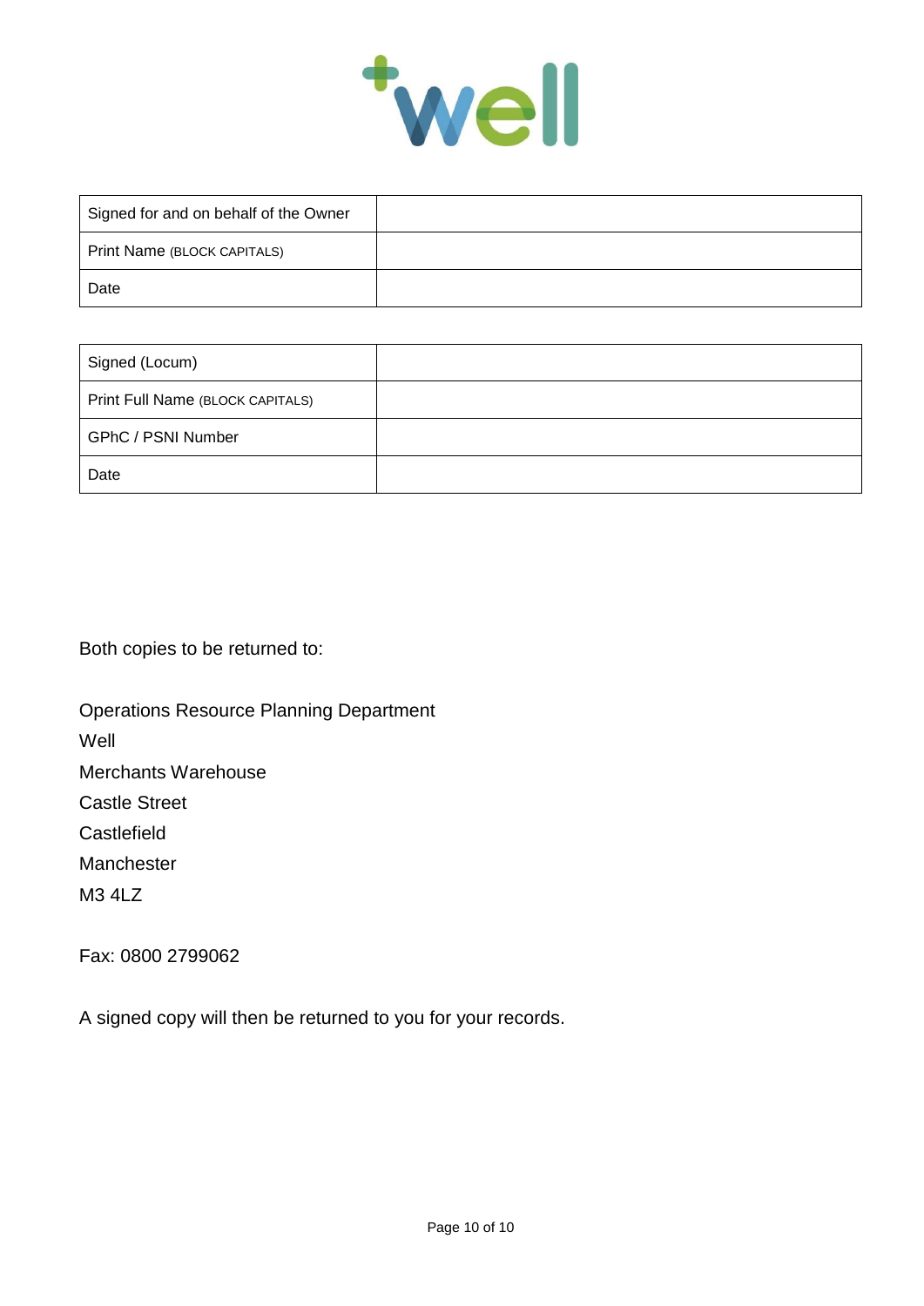| | |
|---|---|
| Signed for and on behalf of the Owner | |
| Print Name (BLOCK CAPITALS) | |
| Date | |

| | |
|---|---|
| Signed (Locum) | |
| Print Full Name (BLOCK CAPITALS) | |
| GPhC / PSNI Number | |
| Date | |

Both copies to be returned to:

Operations Resource Planning Department
Well
Merchants Warehouse
Castle Street
Castlefield
Manchester
M3 4LZ

Fax: 0800 2799062

A signed copy will then be returned to you for your records.